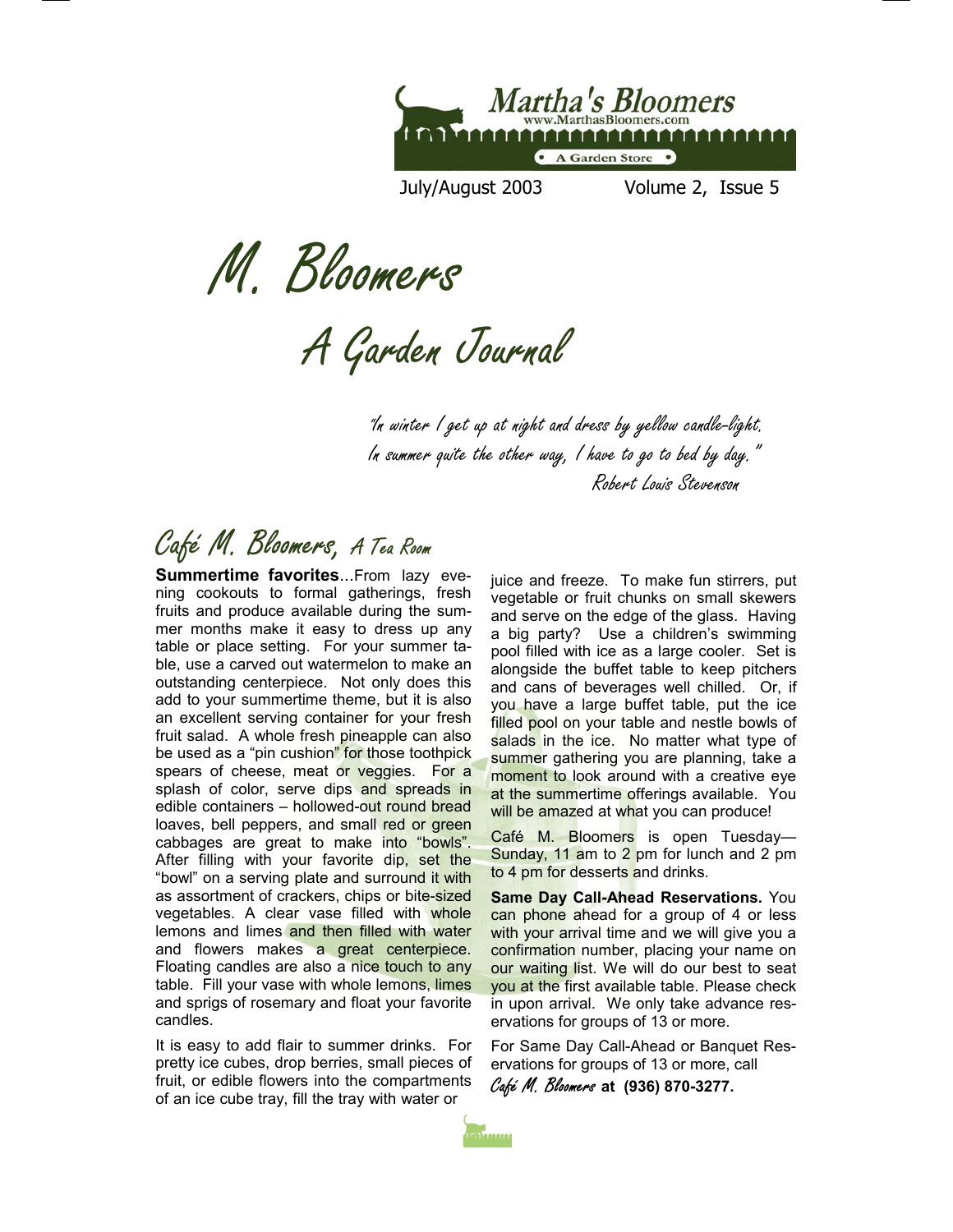Martha's Bloomers
www.MarthasBloomers.com
• A Garden Store •

July/August 2003 Volume 2, Issue 5

# M. Bloomers

## A Garden Journal

*"In winter I get up at night and dress by yellow candle-light.*
*In summer quite the other way, I have to go to bed by day."*
*Robert Louis Stevenson*

## Café M. Bloomers, *A Tea Room*

**Summertime favorites**...From lazy evening cookouts to formal gatherings, fresh fruits and produce available during the summer months make it easy to dress up any table or place setting. For your summer table, use a carved out watermelon to make an outstanding centerpiece. Not only does this add to your summertime theme, but it is also an excellent serving container for your fresh fruit salad. A whole fresh pineapple can also be used as a "pin cushion" for those toothpick spears of cheese, meat or veggies. For a splash of color, serve dips and spreads in edible containers – hollowed-out round bread loaves, bell peppers, and small red or green cabbages are great to make into "bowls". After filling with your favorite dip, set the "bowl" on a serving plate and surround it with as assortment of crackers, chips or bite-sized vegetables. A clear vase filled with whole lemons and limes and then filled with water and flowers makes a great centerpiece. Floating candles are also a nice touch to any table. Fill your vase with whole lemons, limes and sprigs of rosemary and float your favorite candles.

It is easy to add flair to summer drinks. For pretty ice cubes, drop berries, small pieces of fruit, or edible flowers into the compartments of an ice cube tray, fill the tray with water or juice and freeze. To make fun stirrers, put vegetable or fruit chunks on small skewers and serve on the edge of the glass. Having a big party? Use a children's swimming pool filled with ice as a large cooler. Set is alongside the buffet table to keep pitchers and cans of beverages well chilled. Or, if you have a large buffet table, put the ice filled pool on your table and nestle bowls of salads in the ice. No matter what type of summer gathering you are planning, take a moment to look around with a creative eye at the summertime offerings available. You will be amazed at what you can produce!

Café M. Bloomers is open Tuesday—Sunday, 11 am to 2 pm for lunch and 2 pm to 4 pm for desserts and drinks.

**Same Day Call-Ahead Reservations.** You can phone ahead for a group of 4 or less with your arrival time and we will give you a confirmation number, placing your name on our waiting list. We will do our best to seat you at the first available table. Please check in upon arrival. We only take advance reservations for groups of 13 or more.

For Same Day Call-Ahead or Banquet Reservations for groups of 13 or more, call *Café M. Bloomers* **at (936) 870-3277.**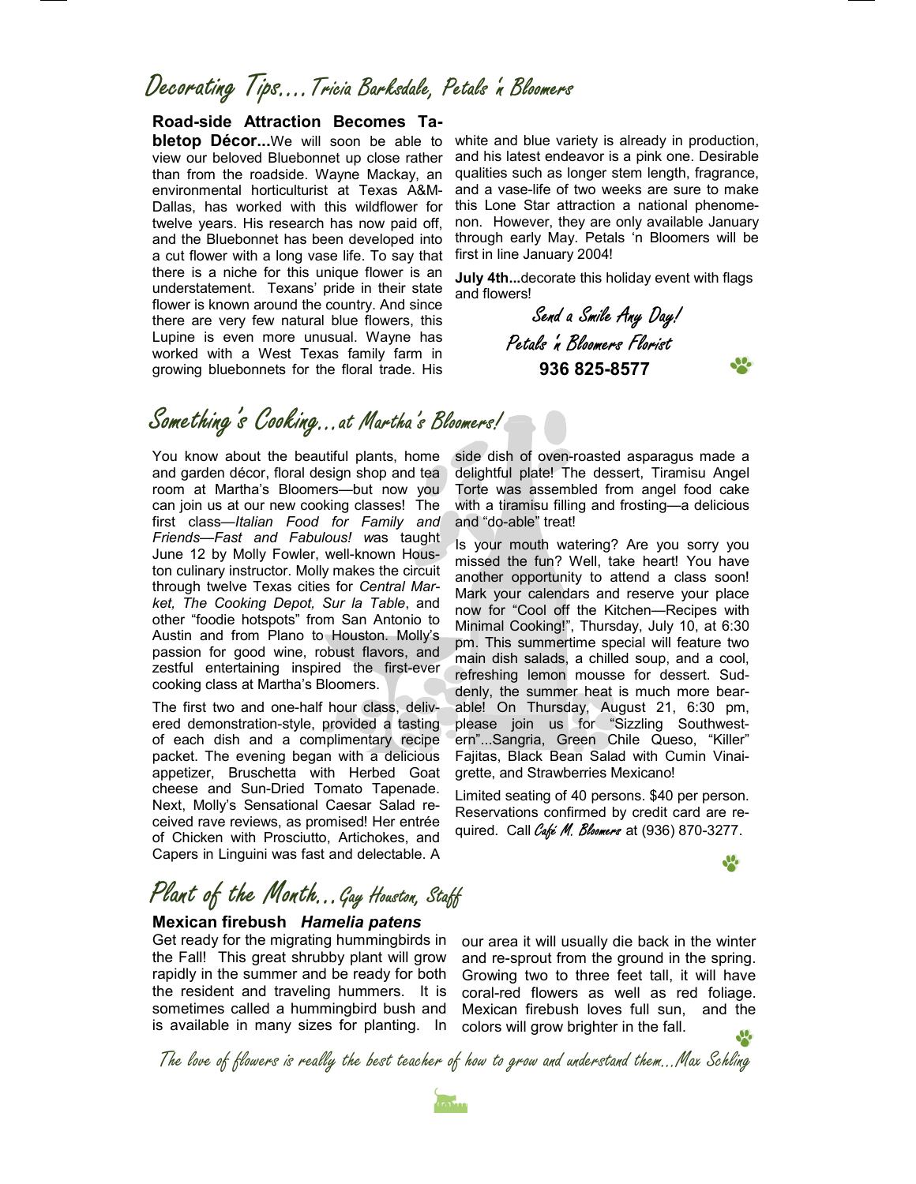## Decorating Tips.... Tricia Barksdale, Petals 'n Bloomers

**Road-side Attraction Becomes Tabletop Décor...**We will soon be able to view our beloved Bluebonnet up close rather than from the roadside. Wayne Mackay, an environmental horticulturist at Texas A&M-Dallas, has worked with this wildflower for twelve years. His research has now paid off, and the Bluebonnet has been developed into a cut flower with a long vase life. To say that there is a niche for this unique flower is an understatement. Texans' pride in their state flower is known around the country. And since there are very few natural blue flowers, this Lupine is even more unusual. Wayne has worked with a West Texas family farm in growing bluebonnets for the floral trade. His white and blue variety is already in production, and his latest endeavor is a pink one. Desirable qualities such as longer stem length, fragrance, and a vase-life of two weeks are sure to make this Lone Star attraction a national phenomenon. However, they are only available January through early May. Petals 'n Bloomers will be first in line January 2004!

**July 4th...**decorate this holiday event with flags and flowers!

*Send a Smile Any Day!*
*Petals 'n Bloomers Florist*
**936 825-8577**

## Something's Cooking... at Martha's Bloomers!

You know about the beautiful plants, home and garden décor, floral design shop and tea room at Martha's Bloomers—but now you can join us at our new cooking classes! The first class—*Italian Food for Family and Friends—Fast and Fabulous!* was taught June 12 by Molly Fowler, well-known Houston culinary instructor. Molly makes the circuit through twelve Texas cities for *Central Market, The Cooking Depot, Sur la Table*, and other "foodie hotspots" from San Antonio to Austin and from Plano to Houston. Molly's passion for good wine, robust flavors, and zestful entertaining inspired the first-ever cooking class at Martha's Bloomers.

The first two and one-half hour class, delivered demonstration-style, provided a tasting of each dish and a complimentary recipe packet. The evening began with a delicious appetizer, Bruschetta with Herbed Goat cheese and Sun-Dried Tomato Tapenade. Next, Molly's Sensational Caesar Salad received rave reviews, as promised! Her entrée of Chicken with Prosciutto, Artichokes, and Capers in Linguini was fast and delectable. A side dish of oven-roasted asparagus made a delightful plate! The dessert, Tiramisu Angel Torte was assembled from angel food cake with a tiramisu filling and frosting—a delicious and "do-able" treat!

Is your mouth watering? Are you sorry you missed the fun? Well, take heart! You have another opportunity to attend a class soon! Mark your calendars and reserve your place now for "Cool off the Kitchen—Recipes with Minimal Cooking!", Thursday, July 10, at 6:30 pm. This summertime special will feature two main dish salads, a chilled soup, and a cool, refreshing lemon mousse for dessert. Suddenly, the summer heat is much more bearable! On Thursday, August 21, 6:30 pm, please join us for "Sizzling Southwestern"...Sangria, Green Chile Queso, "Killer" Fajitas, Black Bean Salad with Cumin Vinaigrette, and Strawberries Mexicano!

Limited seating of 40 persons. $40 per person. Reservations confirmed by credit card are required. Call *Café M. Bloomers* at (936) 870-3277.

## Plant of the Month... Gay Houston, Staff

**Mexican firebush** ***Hamelia patens***

Get ready for the migrating hummingbirds in the Fall! This great shrubby plant will grow rapidly in the summer and be ready for both the resident and traveling hummers. It is sometimes called a hummingbird bush and is available in many sizes for planting. In our area it will usually die back in the winter and re-sprout from the ground in the spring. Growing two to three feet tall, it will have coral-red flowers as well as red foliage. Mexican firebush loves full sun, and the colors will grow brighter in the fall.

*The love of flowers is really the best teacher of how to grow and understand them...Max Schling*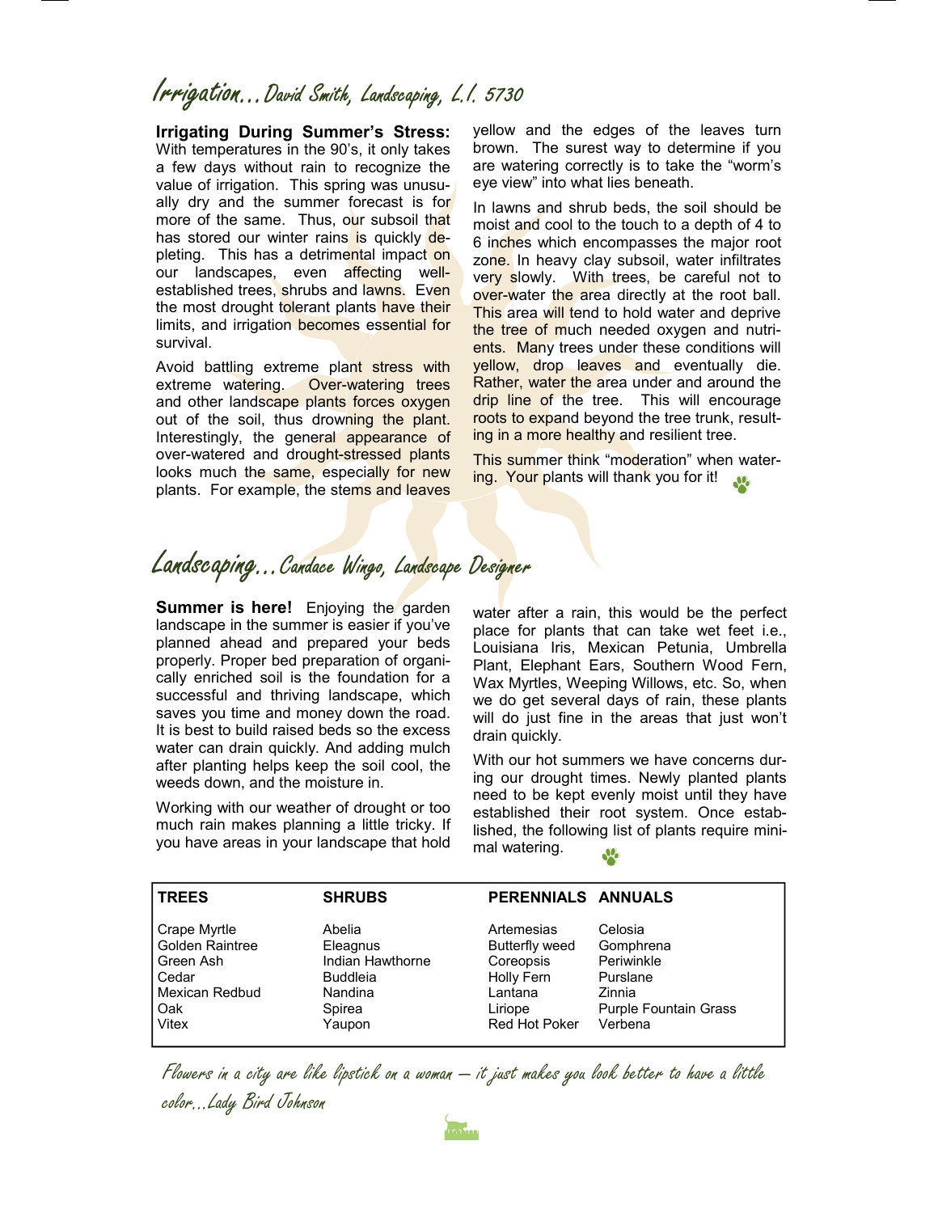## Irrigation...David Smith, Landscaping, L.I. 5730

**Irrigating During Summer's Stress:** With temperatures in the 90's, it only takes a few days without rain to recognize the value of irrigation. This spring was unusually dry and the summer forecast is for more of the same. Thus, our subsoil that has stored our winter rains is quickly depleting. This has a detrimental impact on our landscapes, even affecting well-established trees, shrubs and lawns. Even the most drought tolerant plants have their limits, and irrigation becomes essential for survival.

Avoid battling extreme plant stress with extreme watering. Over-watering trees and other landscape plants forces oxygen out of the soil, thus drowning the plant. Interestingly, the general appearance of over-watered and drought-stressed plants looks much the same, especially for new plants. For example, the stems and leaves yellow and the edges of the leaves turn brown. The surest way to determine if you are watering correctly is to take the "worm's eye view" into what lies beneath.

In lawns and shrub beds, the soil should be moist and cool to the touch to a depth of 4 to 6 inches which encompasses the major root zone. In heavy clay subsoil, water infiltrates very slowly. With trees, be careful not to over-water the area directly at the root ball. This area will tend to hold water and deprive the tree of much needed oxygen and nutrients. Many trees under these conditions will yellow, drop leaves and eventually die. Rather, water the area under and around the drip line of the tree. This will encourage roots to expand beyond the tree trunk, resulting in a more healthy and resilient tree.

This summer think "moderation" when watering. Your plants will thank you for it!

## Landscaping...Candace Wingo, Landscape Designer

**Summer is here!** Enjoying the garden landscape in the summer is easier if you've planned ahead and prepared your beds properly. Proper bed preparation of organically enriched soil is the foundation for a successful and thriving landscape, which saves you time and money down the road. It is best to build raised beds so the excess water can drain quickly. And adding mulch after planting helps keep the soil cool, the weeds down, and the moisture in.

Working with our weather of drought or too much rain makes planning a little tricky. If you have areas in your landscape that hold water after a rain, this would be the perfect place for plants that can take wet feet i.e., Louisiana Iris, Mexican Petunia, Umbrella Plant, Elephant Ears, Southern Wood Fern, Wax Myrtles, Weeping Willows, etc. So, when we do get several days of rain, these plants will do just fine in the areas that just won't drain quickly.

With our hot summers we have concerns during our drought times. Newly planted plants need to be kept evenly moist until they have established their root system. Once established, the following list of plants require minimal watering.

| TREES | SHRUBS | PERENNIALS | ANNUALS |
|---|---|---|---|
| Crape Myrtle | Abelia | Artemesias | Celosia |
| Golden Raintree | Eleagnus | Butterfly weed | Gomphrena |
| Green Ash | Indian Hawthorne | Coreopsis | Periwinkle |
| Cedar | Buddleia | Holly Fern | Purslane |
| Mexican Redbud | Nandina | Lantana | Zinnia |
| Oak | Spirea | Liriope | Purple Fountain Grass |
| Vitex | Yaupon | Red Hot Poker | Verbena |

*Flowers in a city are like lipstick on a woman – it just makes you look better to have a little color...Lady Bird Johnson*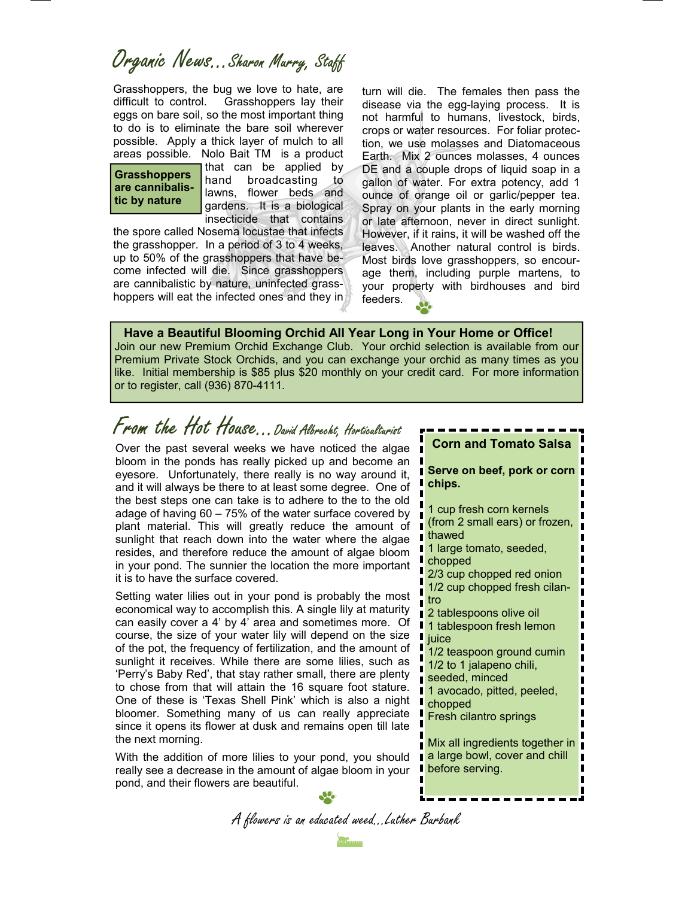## Organic News...Sharon Murry, Staff

Grasshoppers, the bug we love to hate, are difficult to control. Grasshoppers lay their eggs on bare soil, so the most important thing to do is to eliminate the bare soil wherever possible. Apply a thick layer of mulch to all areas possible. Nolo Bait TM is a product that can be applied by hand broadcasting to lawns, flower beds and gardens. It is a biological insecticide that contains the spore called Nosema locustae that infects the grasshopper. In a period of 3 to 4 weeks, up to 50% of the grasshoppers that have become infected will die. Since grasshoppers are cannibalistic by nature, uninfected grasshoppers will eat the infected ones and they in turn will die. The females then pass the disease via the egg-laying process. It is not harmful to humans, livestock, birds, crops or water resources. For foliar protection, we use molasses and Diatomaceous Earth. Mix 2 ounces molasses, 4 ounces DE and a couple drops of liquid soap in a gallon of water. For extra potency, add 1 ounce of orange oil or garlic/pepper tea. Spray on your plants in the early morning or late afternoon, never in direct sunlight. However, if it rains, it will be washed off the leaves. Another natural control is birds. Most birds love grasshoppers, so encourage them, including purple martens, to your property with birdhouses and bird feeders.

**Grasshoppers are cannibalistic by nature**

**Have a Beautiful Blooming Orchid All Year Long in Your Home or Office!**

Join our new Premium Orchid Exchange Club. Your orchid selection is available from our Premium Private Stock Orchids, and you can exchange your orchid as many times as you like. Initial membership is $85 plus $20 monthly on your credit card. For more information or to register, call (936) 870-4111.

## From the Hot House...David Albrecht, Horticulturist

Over the past several weeks we have noticed the algae bloom in the ponds has really picked up and become an eyesore. Unfortunately, there really is no way around it, and it will always be there to at least some degree. One of the best steps one can take is to adhere to the to the old adage of having 60 – 75% of the water surface covered by plant material. This will greatly reduce the amount of sunlight that reach down into the water where the algae resides, and therefore reduce the amount of algae bloom in your pond. The sunnier the location the more important it is to have the surface covered.

Setting water lilies out in your pond is probably the most economical way to accomplish this. A single lily at maturity can easily cover a 4' by 4' area and sometimes more. Of course, the size of your water lily will depend on the size of the pot, the frequency of fertilization, and the amount of sunlight it receives. While there are some lilies, such as 'Perry's Baby Red', that stay rather small, there are plenty to chose from that will attain the 16 square foot stature. One of these is 'Texas Shell Pink' which is also a night bloomer. Something many of us can really appreciate since it opens its flower at dusk and remains open till late the next morning.

With the addition of more lilies to your pond, you should really see a decrease in the amount of algae bloom in your pond, and their flowers are beautiful.

### Corn and Tomato Salsa

**Serve on beef, pork or corn chips.**

- 1 cup fresh corn kernels (from 2 small ears) or frozen, thawed
- 1 large tomato, seeded, chopped
- 2/3 cup chopped red onion
- 1/2 cup chopped fresh cilantro
- 2 tablespoons olive oil
- 1 tablespoon fresh lemon juice
- 1/2 teaspoon ground cumin
- 1/2 to 1 jalapeno chili, seeded, minced
- 1 avocado, pitted, peeled, chopped
- Fresh cilantro springs

Mix all ingredients together in a large bowl, cover and chill before serving.

*A flowers is an educated weed...Luther Burbank*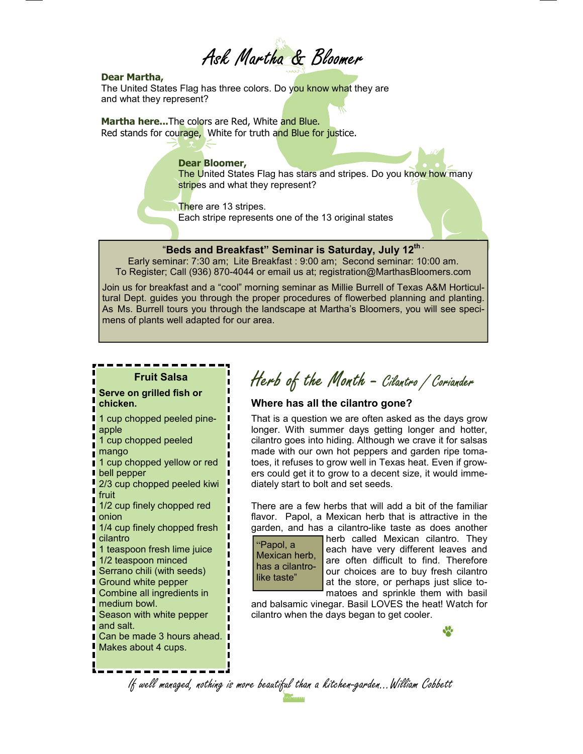# Ask Martha & Bloomer

**Dear Martha,**

The United States Flag has three colors. Do you know what they are and what they represent?

**Martha here...**The colors are Red, White and Blue.
Red stands for courage, White for truth and Blue for justice.

**Dear Bloomer,**

The United States Flag has stars and stripes. Do you know how many stripes and what they represent?

There are 13 stripes.
Each stripe represents one of the 13 original states

---

**"Beds and Breakfast" Seminar is Saturday, July 12th.**

Early seminar: 7:30 am; Lite Breakfast : 9:00 am; Second seminar: 10:00 am.
To Register; Call (936) 870-4044 or email us at; registration@MarthasBloomers.com

Join us for breakfast and a "cool" morning seminar as Millie Burrell of Texas A&M Horticultural Dept. guides you through the proper procedures of flowerbed planning and planting. As Ms. Burrell tours you through the landscape at Martha's Bloomers, you will see specimens of plants well adapted for our area.

---

### Fruit Salsa

**Serve on grilled fish or chicken.**

1 cup chopped peeled pineapple
1 cup chopped peeled mango
1 cup chopped yellow or red bell pepper
2/3 cup chopped peeled kiwi fruit
1/2 cup finely chopped red onion
1/4 cup finely chopped fresh cilantro
1 teaspoon fresh lime juice
1/2 teaspoon minced Serrano chili (with seeds)
Ground white pepper
Combine all ingredients in medium bowl.
Season with white pepper and salt.
Can be made 3 hours ahead.
Makes about 4 cups.

## Herb of the Month – Cilantro / Coriander

### Where has all the cilantro gone?

That is a question we are often asked as the days grow longer. With summer days getting longer and hotter, cilantro goes into hiding. Although we crave it for salsas made with our own hot peppers and garden ripe tomatoes, it refuses to grow well in Texas heat. Even if growers could get it to grow to a decent size, it would immediately start to bolt and set seeds.

There are a few herbs that will add a bit of the familiar flavor. Papol, a Mexican herb that is attractive in the garden, and has a cilantro-like taste as does another herb called Mexican cilantro. They each have very different leaves and are often difficult to find. Therefore our choices are to buy fresh cilantro at the store, or perhaps just slice tomatoes and sprinkle them with basil and balsamic vinegar. Basil LOVES the heat! Watch for cilantro when the days began to get cooler.

> "Papol, a Mexican herb, has a cilantro-like taste"

*If well managed, nothing is more beautiful than a kitchen-garden... William Cobbett*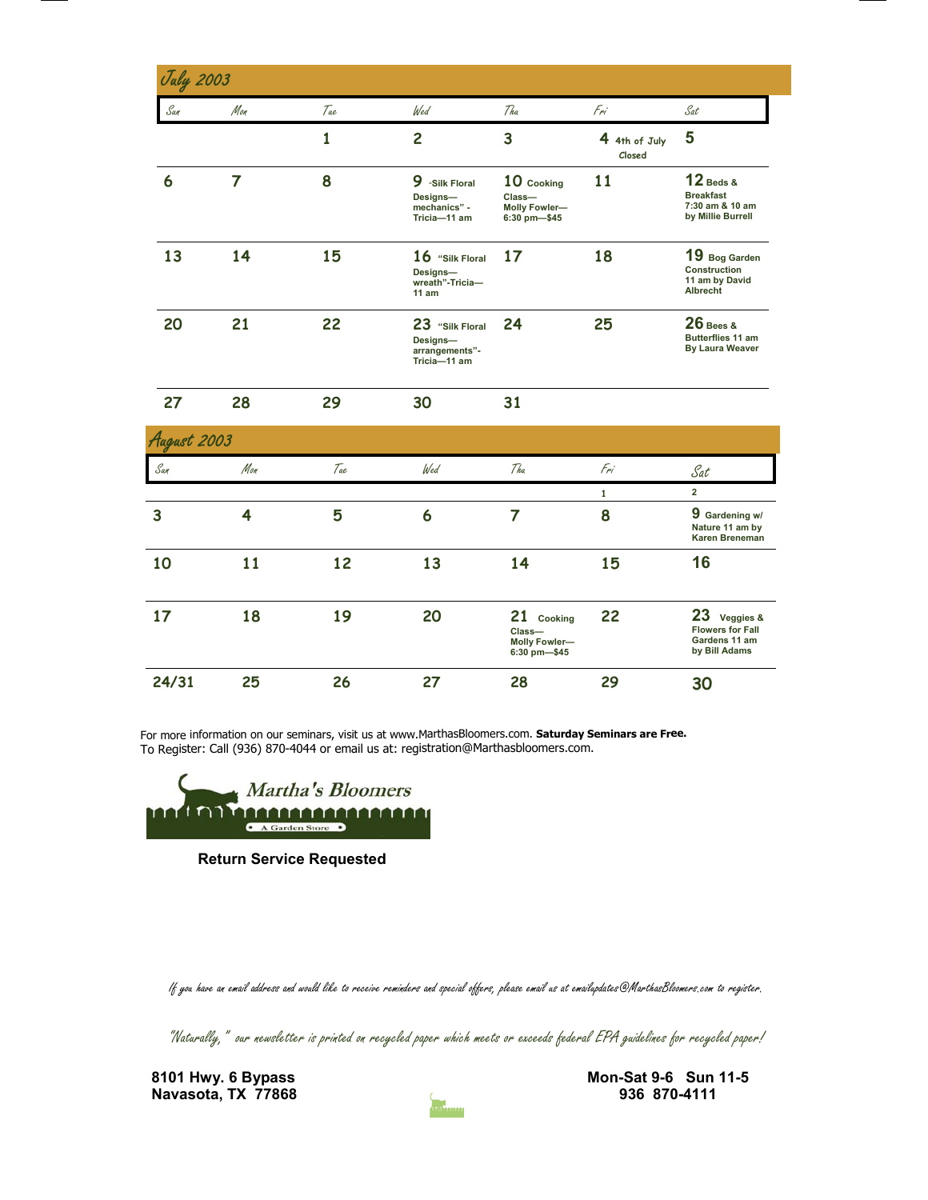## July 2003

| Sun | Mon | Tue | Wed | Thu | Fri | Sat |
|---|---|---|---|---|---|---|
| | | 1 | 2 | 3 | 4 4th of July Closed | 5 |
| 6 | 7 | 8 | 9 "Silk Floral Designs—mechanics" - Tricia—11 am | 10 Cooking Class—Molly Fowler—6:30 pm—$45 | 11 | 12 Beds & Breakfast 7:30 am & 10 am by Millie Burrell |
| 13 | 14 | 15 | 16 "Silk Floral Designs—wreath"-Tricia—11 am | 17 | 18 | 19 Bog Garden Construction 11 am by David Albrecht |
| 20 | 21 | 22 | 23 "Silk Floral Designs—arrangements"-Tricia—11 am | 24 | 25 | 26 Bees & Butterflies 11 am By Laura Weaver |
| 27 | 28 | 29 | 30 | 31 | | |

## August 2003

| Sun | Mon | Tue | Wed | Thu | Fri | Sat |
|---|---|---|---|---|---|---|
| | | | | | 1 | 2 |
| 3 | 4 | 5 | 6 | 7 | 8 | 9 Gardening w/ Nature 11 am by Karen Breneman |
| 10 | 11 | 12 | 13 | 14 | 15 | 16 |
| 17 | 18 | 19 | 20 | 21 Cooking Class—Molly Fowler—6:30 pm—$45 | 22 | 23 Veggies & Flowers for Fall Gardens 11 am by Bill Adams |
| 24/31 | 25 | 26 | 27 | 28 | 29 | 30 |

For more information on our seminars, visit us at www.MarthasBloomers.com. **Saturday Seminars are Free.**
To Register: Call (936) 870-4044 or email us at: registration@Marthasbloomers.com.

Martha's Bloomers
A Garden Store

**Return Service Requested**

*If you have an email address and would like to receive reminders and special offers, please email us at emailupdates@MarthasBloomers.com to register.*

*"Naturally," our newsletter is printed on recycled paper which meets or exceeds federal EPA guidelines for recycled paper!*

**8101 Hwy. 6 Bypass**
**Navasota, TX 77868**

**Mon-Sat 9-6 Sun 11-5**
**936 870-4111**